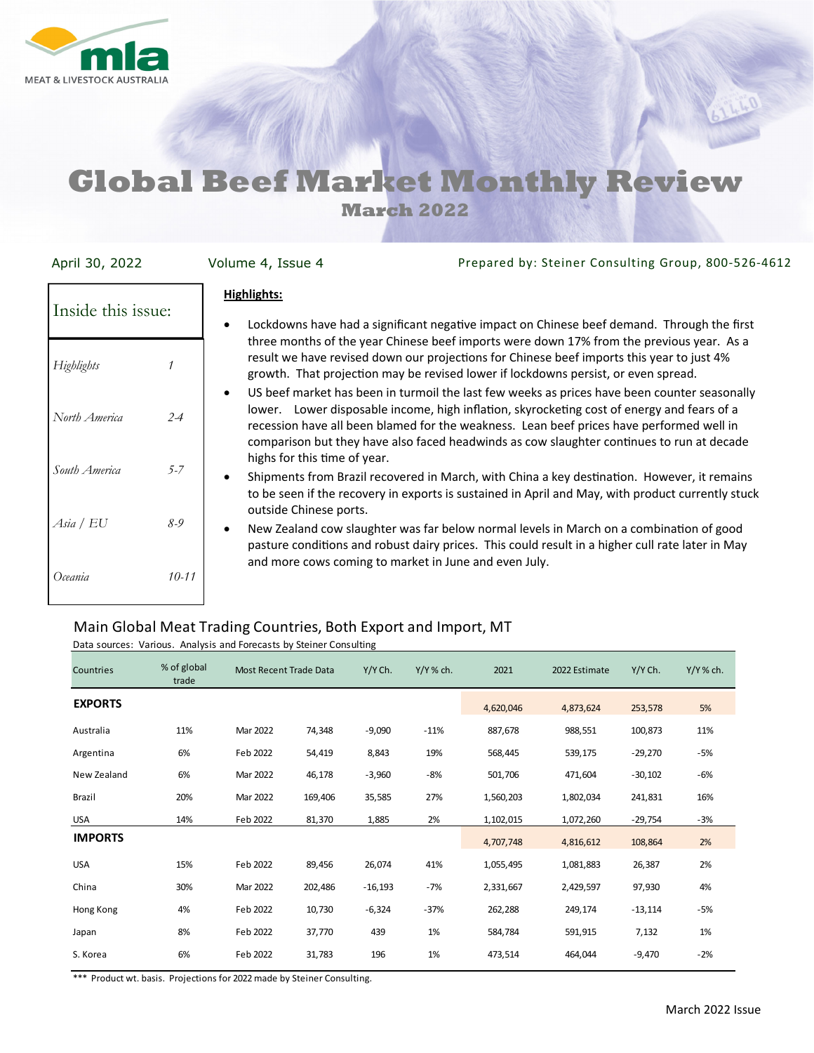MEAT & LIVESTOCK AUSTRALIA

# Global Beef Market Monthly Review

## March 2022

April 30, 2022 | Volume 4, Issue 4 | Prepared by: Steiner Consulting Group, 800-526-4612

| Inside this issue: | |
|---|---|
| *Highlights* | *1* |
| *North America* | *2-4* |
| *South America* | *5-7* |
| *Asia / EU* | *8-9* |
| *Oceania* | *10-11* |

**Highlights:**

- Lockdowns have had a significant negative impact on Chinese beef demand. Through the first three months of the year Chinese beef imports were down 17% from the previous year. As a result we have revised down our projections for Chinese beef imports this year to just 4% growth. That projection may be revised lower if lockdowns persist, or even spread.
- US beef market has been in turmoil the last few weeks as prices have been counter seasonally lower. Lower disposable income, high inflation, skyrocketing cost of energy and fears of a recession have all been blamed for the weakness. Lean beef prices have performed well in comparison but they have also faced headwinds as cow slaughter continues to run at decade highs for this time of year.
- Shipments from Brazil recovered in March, with China a key destination. However, it remains to be seen if the recovery in exports is sustained in April and May, with product currently stuck outside Chinese ports.
- New Zealand cow slaughter was far below normal levels in March on a combination of good pasture conditions and robust dairy prices. This could result in a higher cull rate later in May and more cows coming to market in June and even July.

### Main Global Meat Trading Countries, Both Export and Import, MT

Data sources: Various. Analysis and Forecasts by Steiner Consulting

| Countries | % of global trade | Most Recent Trade Data | | Y/Y Ch. | Y/Y % ch. | 2021 | 2022 Estimate | Y/Y Ch. | Y/Y % ch. |
|---|---|---|---|---|---|---|---|---|---|
| **EXPORTS** | | | | | | 4,620,046 | 4,873,624 | 253,578 | 5% |
| Australia | 11% | Mar 2022 | 74,348 | -9,090 | -11% | 887,678 | 988,551 | 100,873 | 11% |
| Argentina | 6% | Feb 2022 | 54,419 | 8,843 | 19% | 568,445 | 539,175 | -29,270 | -5% |
| New Zealand | 6% | Mar 2022 | 46,178 | -3,960 | -8% | 501,706 | 471,604 | -30,102 | -6% |
| Brazil | 20% | Mar 2022 | 169,406 | 35,585 | 27% | 1,560,203 | 1,802,034 | 241,831 | 16% |
| USA | 14% | Feb 2022 | 81,370 | 1,885 | 2% | 1,102,015 | 1,072,260 | -29,754 | -3% |
| **IMPORTS** | | | | | | 4,707,748 | 4,816,612 | 108,864 | 2% |
| USA | 15% | Feb 2022 | 89,456 | 26,074 | 41% | 1,055,495 | 1,081,883 | 26,387 | 2% |
| China | 30% | Mar 2022 | 202,486 | -16,193 | -7% | 2,331,667 | 2,429,597 | 97,930 | 4% |
| Hong Kong | 4% | Feb 2022 | 10,730 | -6,324 | -37% | 262,288 | 249,174 | -13,114 | -5% |
| Japan | 8% | Feb 2022 | 37,770 | 439 | 1% | 584,784 | 591,915 | 7,132 | 1% |
| S. Korea | 6% | Feb 2022 | 31,783 | 196 | 1% | 473,514 | 464,044 | -9,470 | -2% |

*** Product wt. basis. Projections for 2022 made by Steiner Consulting.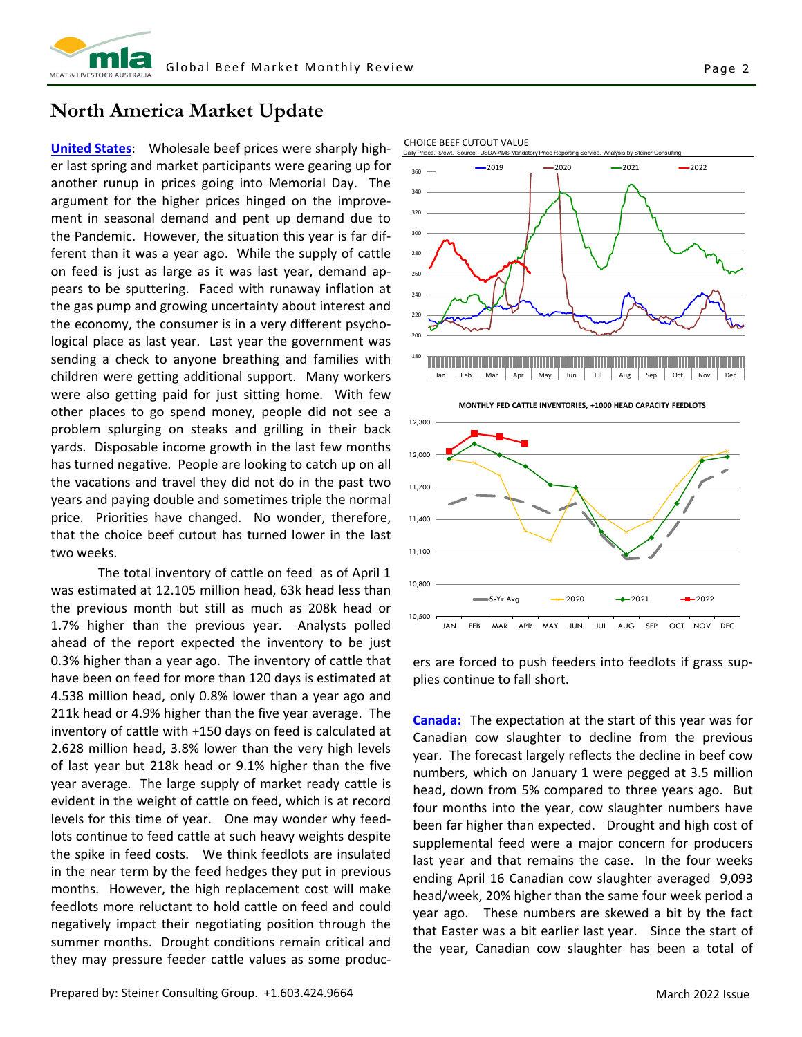# North America Market Update

**United States**: Wholesale beef prices were sharply higher last spring and market participants were gearing up for another runup in prices going into Memorial Day. The argument for the higher prices hinged on the improvement in seasonal demand and pent up demand due to the Pandemic. However, the situation this year is far different than it was a year ago. While the supply of cattle on feed is just as large as it was last year, demand appears to be sputtering. Faced with runaway inflation at the gas pump and growing uncertainty about interest and the economy, the consumer is in a very different psychological place as last year. Last year the government was sending a check to anyone breathing and families with children were getting additional support. Many workers were also getting paid for just sitting home. With few other places to go spend money, people did not see a problem splurging on steaks and grilling in their back yards. Disposable income growth in the last few months has turned negative. People are looking to catch up on all the vacations and travel they did not do in the past two years and paying double and sometimes triple the normal price. Priorities have changed. No wonder, therefore, that the choice beef cutout has turned lower in the last two weeks.

The total inventory of cattle on feed as of April 1 was estimated at 12.105 million head, 63k head less than the previous month but still as much as 208k head or 1.7% higher than the previous year. Analysts polled ahead of the report expected the inventory to be just 0.3% higher than a year ago. The inventory of cattle that have been on feed for more than 120 days is estimated at 4.538 million head, only 0.8% lower than a year ago and 211k head or 4.9% higher than the five year average. The inventory of cattle with +150 days on feed is calculated at 2.628 million head, 3.8% lower than the very high levels of last year but 218k head or 9.1% higher than the five year average. The large supply of market ready cattle is evident in the weight of cattle on feed, which is at record levels for this time of year. One may wonder why feedlots continue to feed cattle at such heavy weights despite the spike in feed costs. We think feedlots are insulated in the near term by the feed hedges they put in previous months. However, the high replacement cost will make feedlots more reluctant to hold cattle on feed and could negatively impact their negotiating position through the summer months. Drought conditions remain critical and they may pressure feeder cattle values as some producers are forced to push feeders into feedlots if grass supplies continue to fall short.

CHOICE BEEF CUTOUT VALUE
Daily Prices. $/cwt. Source: USDA-AMS Mandatory Price Reporting Service. Analysis by Steiner Consulting

MONTHLY FED CATTLE INVENTORIES, +1000 HEAD CAPACITY FEEDLOTS

**Canada:** The expectation at the start of this year was for Canadian cow slaughter to decline from the previous year. The forecast largely reflects the decline in beef cow numbers, which on January 1 were pegged at 3.5 million head, down from 5% compared to three years ago. But four months into the year, cow slaughter numbers have been far higher than expected. Drought and high cost of supplemental feed were a major concern for producers last year and that remains the case. In the four weeks ending April 16 Canadian cow slaughter averaged 9,093 head/week, 20% higher than the same four week period a year ago. These numbers are skewed a bit by the fact that Easter was a bit earlier last year. Since the start of the year, Canadian cow slaughter has been a total of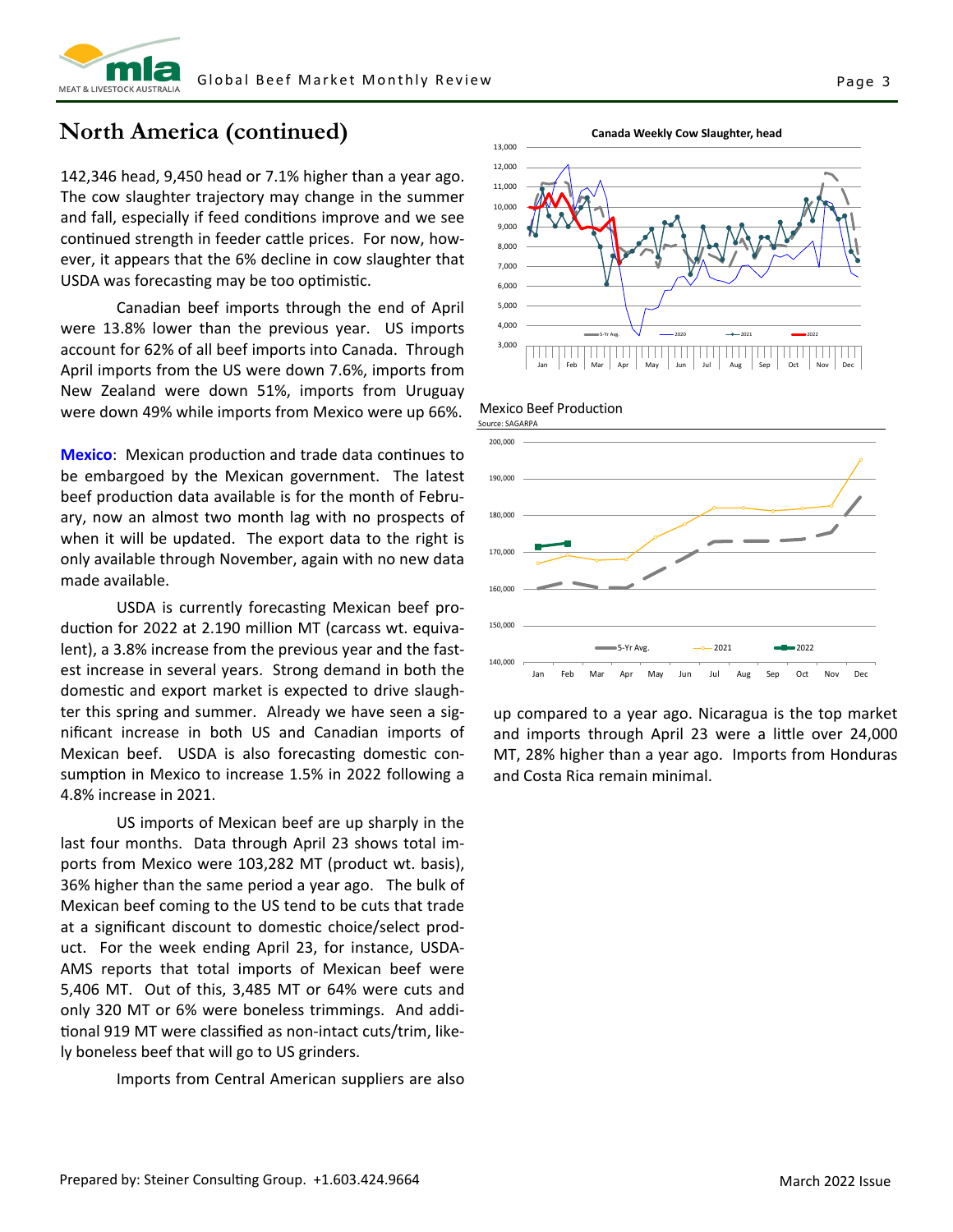## North America (continued)

142,346 head, 9,450 head or 7.1% higher than a year ago. The cow slaughter trajectory may change in the summer and fall, especially if feed conditions improve and we see continued strength in feeder cattle prices. For now, however, it appears that the 6% decline in cow slaughter that USDA was forecasting may be too optimistic.

Canadian beef imports through the end of April were 13.8% lower than the previous year. US imports account for 62% of all beef imports into Canada. Through April imports from the US were down 7.6%, imports from New Zealand were down 51%, imports from Uruguay were down 49% while imports from Mexico were up 66%.

**Mexico**: Mexican production and trade data continues to be embargoed by the Mexican government. The latest beef production data available is for the month of February, now an almost two month lag with no prospects of when it will be updated. The export data to the right is only available through November, again with no new data made available.

USDA is currently forecasting Mexican beef production for 2022 at 2.190 million MT (carcass wt. equivalent), a 3.8% increase from the previous year and the fastest increase in several years. Strong demand in both the domestic and export market is expected to drive slaughter this spring and summer. Already we have seen a significant increase in both US and Canadian imports of Mexican beef. USDA is also forecasting domestic consumption in Mexico to increase 1.5% in 2022 following a 4.8% increase in 2021.

US imports of Mexican beef are up sharply in the last four months. Data through April 23 shows total imports from Mexico were 103,282 MT (product wt. basis), 36% higher than the same period a year ago. The bulk of Mexican beef coming to the US tend to be cuts that trade at a significant discount to domestic choice/select product. For the week ending April 23, for instance, USDA-AMS reports that total imports of Mexican beef were 5,406 MT. Out of this, 3,485 MT or 64% were cuts and only 320 MT or 6% were boneless trimmings. And additional 919 MT were classified as non-intact cuts/trim, likely boneless beef that will go to US grinders.

Imports from Central American suppliers are also up compared to a year ago. Nicaragua is the top market and imports through April 23 were a little over 24,000 MT, 28% higher than a year ago. Imports from Honduras and Costa Rica remain minimal.

**Canada Weekly Cow Slaughter, head**

**Mexico Beef Production**
Source: SAGARPA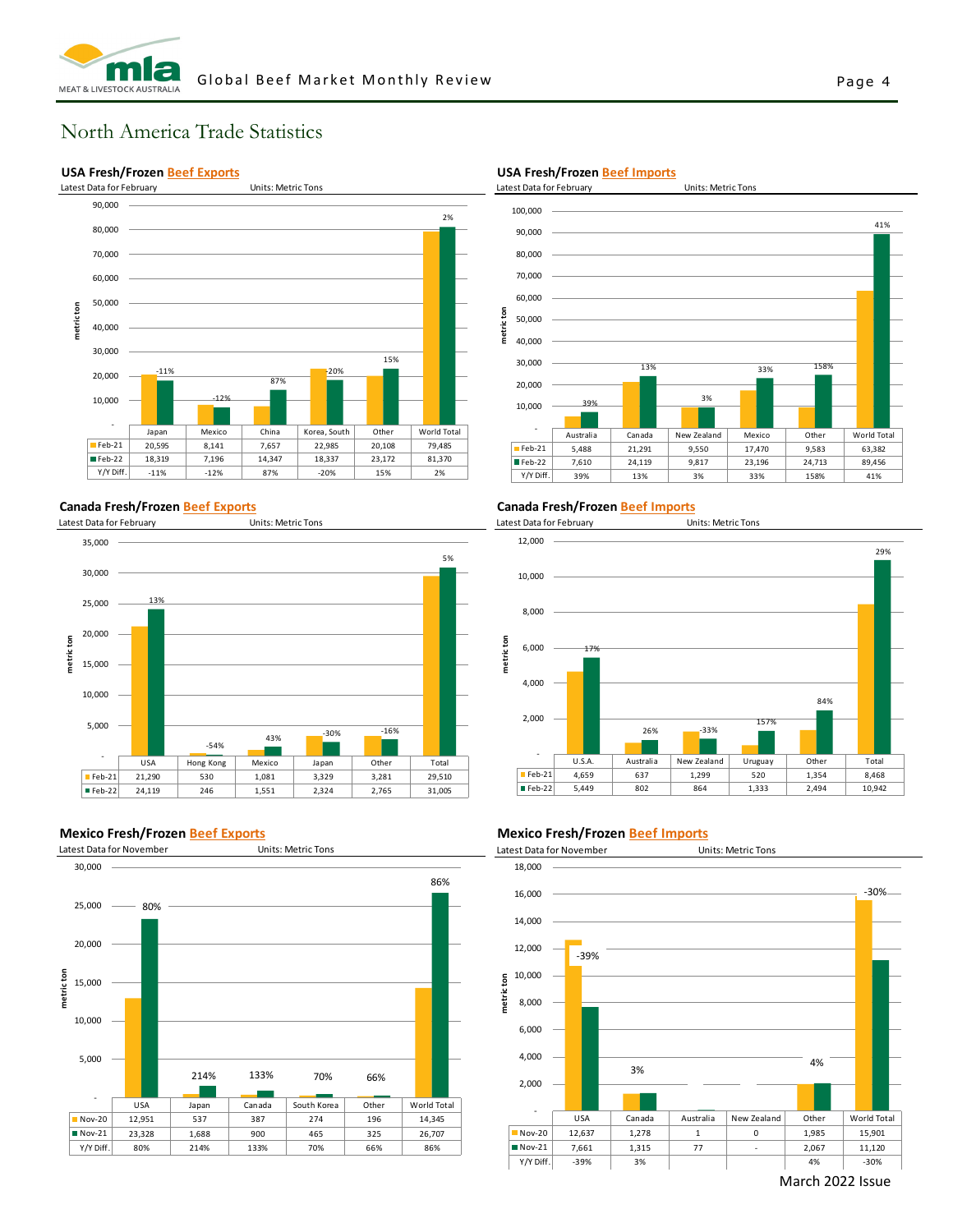# North America Trade Statistics

### USA Fresh/Frozen Beef Exports

Latest Data for February — Units: Metric Tons

| | Japan | Mexico | China | Korea, South | Other | World Total |
|---|---|---|---|---|---|---|
| Feb-21 | 20,595 | 8,141 | 7,657 | 22,985 | 20,108 | 79,485 |
| Feb-22 | 18,319 | 7,196 | 14,347 | 18,337 | 23,172 | 81,370 |
| Y/Y Diff. | -11% | -12% | 87% | -20% | 15% | 2% |

### USA Fresh/Frozen Beef Imports

Latest Data for February — Units: Metric Tons

| | Australia | Canada | New Zealand | Mexico | Other | World Total |
|---|---|---|---|---|---|---|
| Feb-21 | 5,488 | 21,291 | 9,550 | 17,470 | 9,583 | 63,382 |
| Feb-22 | 7,610 | 24,119 | 9,817 | 23,196 | 24,713 | 89,456 |
| Y/Y Diff. | 39% | 13% | 3% | 33% | 158% | 41% |

### Canada Fresh/Frozen Beef Exports

Latest Data for February — Units: Metric Tons

| | USA | Hong Kong | Mexico | Japan | Other | Total |
|---|---|---|---|---|---|---|
| Feb-21 | 21,290 | 530 | 1,081 | 3,329 | 3,281 | 29,510 |
| Feb-22 | 24,119 | 246 | 1,551 | 2,324 | 2,765 | 31,005 |
| Y/Y Diff. | 13% | -54% | 43% | -30% | -16% | 5% |

### Canada Fresh/Frozen Beef Imports

Latest Data for February — Units: Metric Tons

| | U.S.A. | Australia | New Zealand | Uruguay | Other | Total |
|---|---|---|---|---|---|---|
| Feb-21 | 4,659 | 637 | 1,299 | 520 | 1,354 | 8,468 |
| Feb-22 | 5,449 | 802 | 864 | 1,333 | 2,494 | 10,942 |
| Y/Y Diff. | 17% | 26% | -33% | 157% | 84% | 29% |

### Mexico Fresh/Frozen Beef Exports

Latest Data for November — Units: Metric Tons

| | USA | Japan | Canada | South Korea | Other | World Total |
|---|---|---|---|---|---|---|
| Nov-20 | 12,951 | 537 | 387 | 274 | 196 | 14,345 |
| Nov-21 | 23,328 | 1,688 | 900 | 465 | 325 | 26,707 |
| Y/Y Diff. | 80% | 214% | 133% | 70% | 66% | 86% |

### Mexico Fresh/Frozen Beef Imports

Latest Data for November — Units: Metric Tons

| | USA | Canada | Australia | New Zealand | Other | World Total |
|---|---|---|---|---|---|---|
| Nov-20 | 12,637 | 1,278 | 1 | 0 | 1,985 | 15,901 |
| Nov-21 | 7,661 | 1,315 | 77 | - | 2,067 | 11,120 |
| Y/Y Diff. | -39% | 3% | | | 4% | -30% |

March 2022 Issue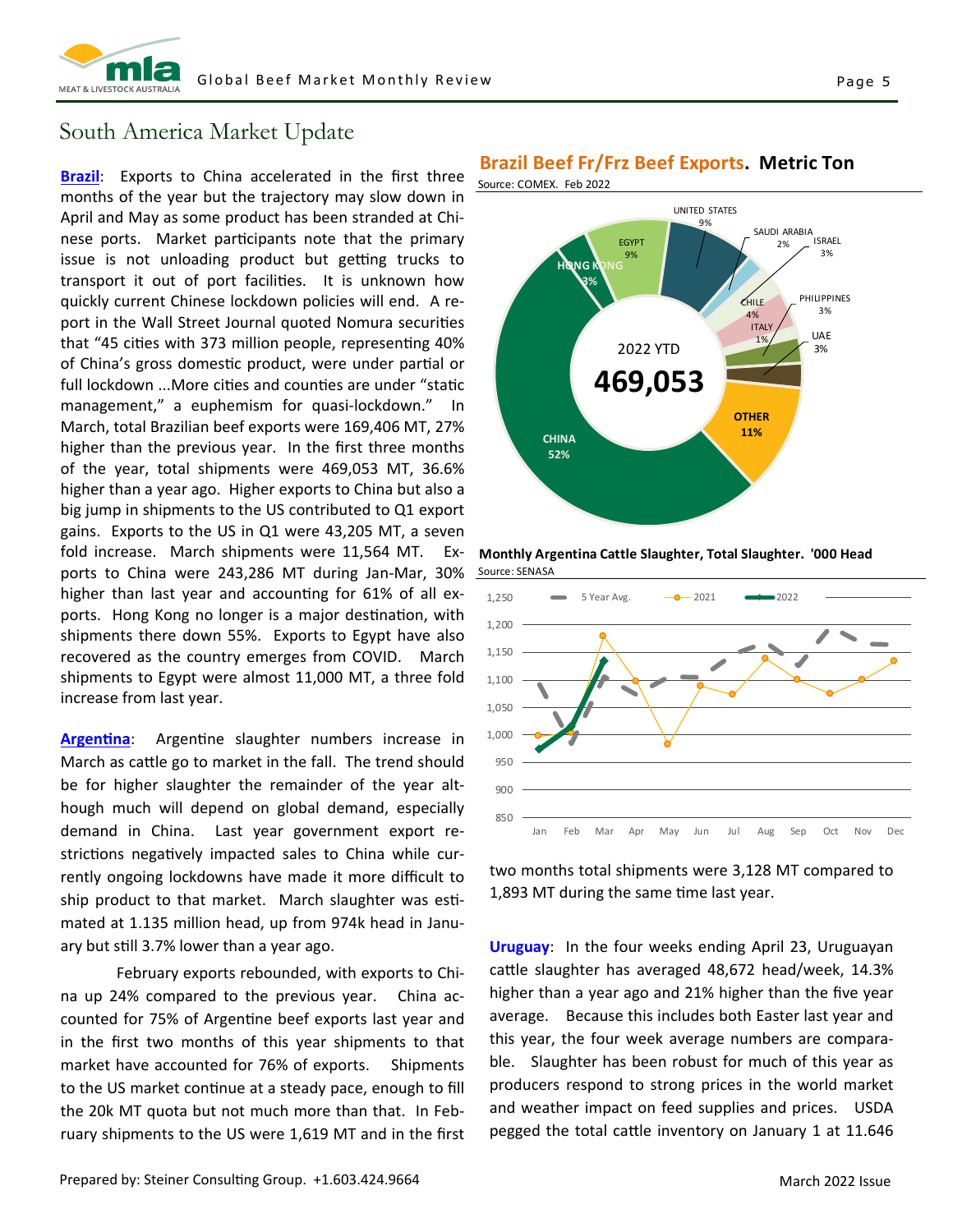## South America Market Update

**Brazil**: Exports to China accelerated in the first three months of the year but the trajectory may slow down in April and May as some product has been stranded at Chinese ports. Market participants note that the primary issue is not unloading product but getting trucks to transport it out of port facilities. It is unknown how quickly current Chinese lockdown policies will end. A report in the Wall Street Journal quoted Nomura securities that "45 cities with 373 million people, representing 40% of China's gross domestic product, were under partial or full lockdown ...More cities and counties are under "static management," a euphemism for quasi-lockdown." In March, total Brazilian beef exports were 169,406 MT, 27% higher than the previous year. In the first three months of the year, total shipments were 469,053 MT, 36.6% higher than a year ago. Higher exports to China but also a big jump in shipments to the US contributed to Q1 export gains. Exports to the US in Q1 were 43,205 MT, a seven fold increase. March shipments were 11,564 MT. Exports to China were 243,286 MT during Jan-Mar, 30% higher than last year and accounting for 61% of all exports. Hong Kong no longer is a major destination, with shipments there down 55%. Exports to Egypt have also recovered as the country emerges from COVID. March shipments to Egypt were almost 11,000 MT, a three fold increase from last year.

**Argentina**: Argentine slaughter numbers increase in March as cattle go to market in the fall. The trend should be for higher slaughter the remainder of the year although much will depend on global demand, especially demand in China. Last year government export restrictions negatively impacted sales to China while currently ongoing lockdowns have made it more difficult to ship product to that market. March slaughter was estimated at 1.135 million head, up from 974k head in January but still 3.7% lower than a year ago.

February exports rebounded, with exports to China up 24% compared to the previous year. China accounted for 75% of Argentine beef exports last year and in the first two months of this year shipments to that market have accounted for 76% of exports. Shipments to the US market continue at a steady pace, enough to fill the 20k MT quota but not much more than that. In February shipments to the US were 1,619 MT and in the first two months total shipments were 3,128 MT compared to 1,893 MT during the same time last year.

**Brazil Beef Fr/Frz Beef Exports. Metric Ton**

Source: COMEX. Feb 2022

2022 YTD: 469,053

| Destination | Share |
|---|---|
| China | 52% |
| Other | 11% |
| Egypt | 9% |
| United States | 9% |
| Chile | 4% |
| Hong Kong | 3% |
| Israel | 3% |
| Philippines | 3% |
| UAE | 3% |
| Saudi Arabia | 2% |
| Italy | 1% |

**Monthly Argentina Cattle Slaughter, Total Slaughter. '000 Head**

Source: SENASA

(Chart series: 5 Year Avg., 2021, 2022; months Jan–Dec; axis 850–1,250)

**Uruguay**: In the four weeks ending April 23, Uruguayan cattle slaughter has averaged 48,672 head/week, 14.3% higher than a year ago and 21% higher than the five year average. Because this includes both Easter last year and this year, the four week average numbers are comparable. Slaughter has been robust for much of this year as producers respond to strong prices in the world market and weather impact on feed supplies and prices. USDA pegged the total cattle inventory on January 1 at 11.646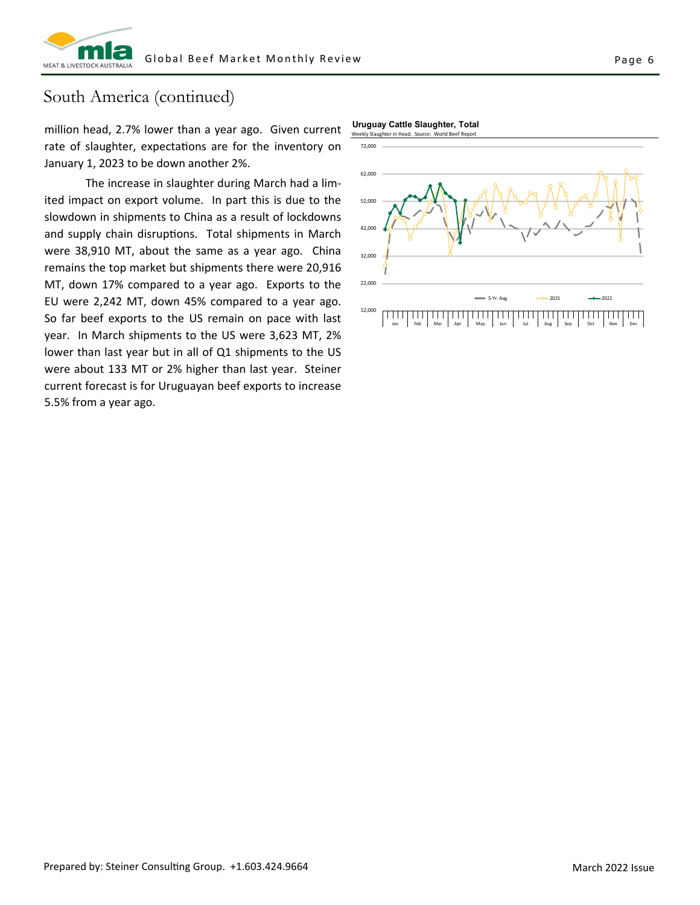# South America (continued)

million head, 2.7% lower than a year ago. Given current rate of slaughter, expectations are for the inventory on January 1, 2023 to be down another 2%.

The increase in slaughter during March had a limited impact on export volume. In part this is due to the slowdown in shipments to China as a result of lockdowns and supply chain disruptions. Total shipments in March were 38,910 MT, about the same as a year ago. China remains the top market but shipments there were 20,916 MT, down 17% compared to a year ago. Exports to the EU were 2,242 MT, down 45% compared to a year ago. So far beef exports to the US remain on pace with last year. In March shipments to the US were 3,623 MT, 2% lower than last year but in all of Q1 shipments to the US were about 133 MT or 2% higher than last year. Steiner current forecast is for Uruguayan beef exports to increase 5.5% from a year ago.

**Uruguay Cattle Slaughter, Total**

Weekly Slaughter in Head. Source: World Beef Report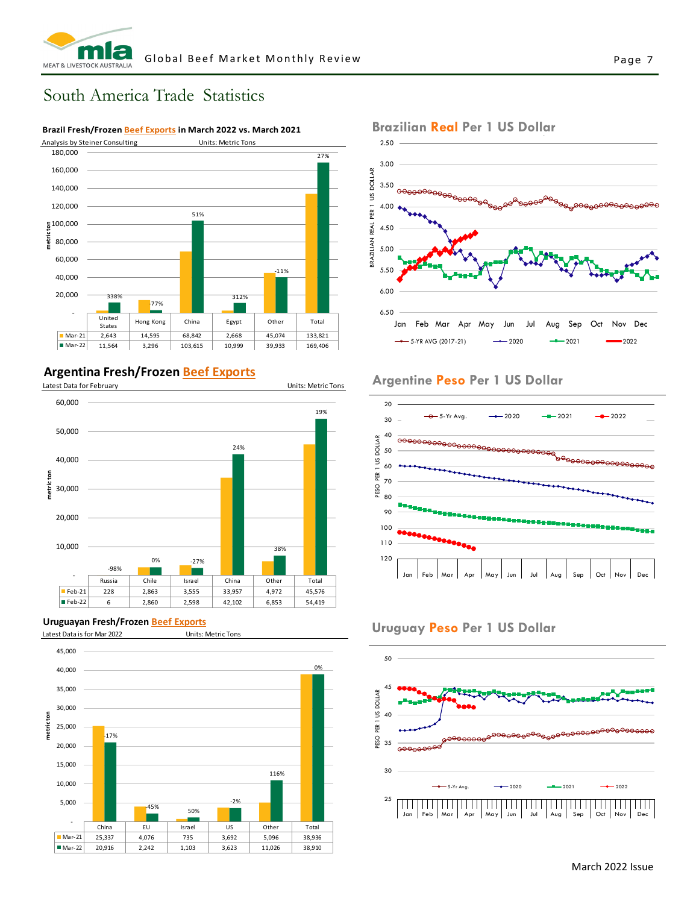# South America Trade Statistics

## Brazil Fresh/Frozen Beef Exports in March 2022 vs. March 2021

Analysis by Steiner Consulting — Units: Metric Tons

| | United States | Hong Kong | China | Egypt | Other | Total |
|---|---|---|---|---|---|---|
| Mar-21 | 2,643 | 14,595 | 68,842 | 2,668 | 45,074 | 133,821 |
| Mar-22 | 11,564 | 3,296 | 103,615 | 10,999 | 39,933 | 169,406 |
| Change | 338% | -77% | 51% | 312% | -11% | 27% |

## Brazilian Real Per 1 US Dollar

Series: 5-YR AVG (2017-21), 2020, 2021, 2022

## Argentina Fresh/Frozen Beef Exports

Latest Data for February — Units: Metric Tons

| | Russia | Chile | Israel | China | Other | Total |
|---|---|---|---|---|---|---|
| Feb-21 | 228 | 2,863 | 3,555 | 33,957 | 4,972 | 45,576 |
| Feb-22 | 6 | 2,860 | 2,598 | 42,102 | 6,853 | 54,419 |
| Change | -98% | 0% | -27% | 24% | 38% | 19% |

## Argentine Peso Per 1 US Dollar

Series: 5-Yr Avg., 2020, 2021, 2022

## Uruguayan Fresh/Frozen Beef Exports

Latest Data is for Mar 2022 — Units: Metric Tons

| | China | EU | Israel | US | Other | Total |
|---|---|---|---|---|---|---|
| Mar-21 | 25,337 | 4,076 | 735 | 3,692 | 5,096 | 38,936 |
| Mar-22 | 20,916 | 2,242 | 1,103 | 3,623 | 11,026 | 38,910 |
| Change | -17% | -45% | 50% | -2% | 116% | 0% |

## Uruguay Peso Per 1 US Dollar

Series: 5-Yr Avg., 2020, 2021, 2022

March 2022 Issue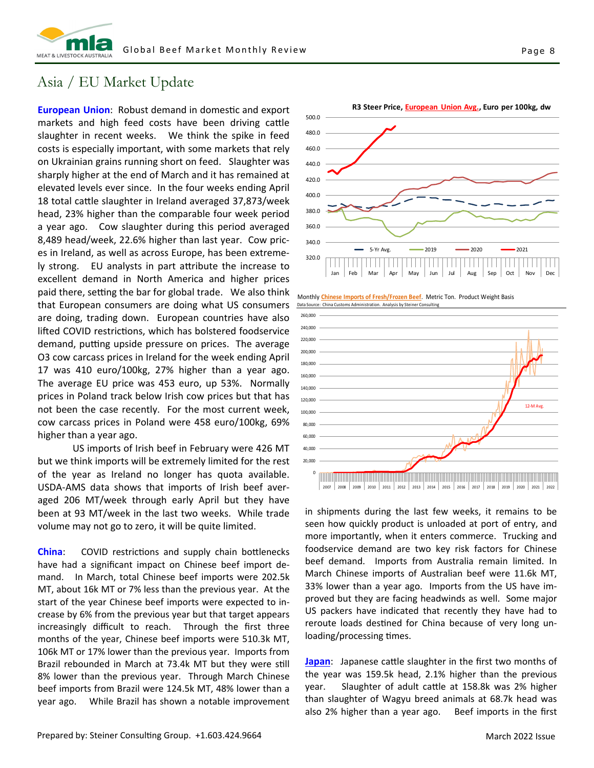# Asia / EU Market Update

**European Union**: Robust demand in domestic and export markets and high feed costs have been driving cattle slaughter in recent weeks. We think the spike in feed costs is especially important, with some markets that rely on Ukrainian grains running short on feed. Slaughter was sharply higher at the end of March and it has remained at elevated levels ever since. In the four weeks ending April 18 total cattle slaughter in Ireland averaged 37,873/week head, 23% higher than the comparable four week period a year ago. Cow slaughter during this period averaged 8,489 head/week, 22.6% higher than last year. Cow prices in Ireland, as well as across Europe, has been extremely strong. EU analysts in part attribute the increase to excellent demand in North America and higher prices paid there, setting the bar for global trade. We also think that European consumers are doing what US consumers are doing, trading down. European countries have also lifted COVID restrictions, which has bolstered foodservice demand, putting upside pressure on prices. The average O3 cow carcass prices in Ireland for the week ending April 17 was 410 euro/100kg, 27% higher than a year ago. The average EU price was 453 euro, up 53%. Normally prices in Poland track below Irish cow prices but that has not been the case recently. For the most current week, cow carcass prices in Poland were 458 euro/100kg, 69% higher than a year ago.

US imports of Irish beef in February were 426 MT but we think imports will be extremely limited for the rest of the year as Ireland no longer has quota available. USDA-AMS data shows that imports of Irish beef averaged 206 MT/week through early April but they have been at 93 MT/week in the last two weeks. While trade volume may not go to zero, it will be quite limited.

**China**: COVID restrictions and supply chain bottlenecks have had a significant impact on Chinese beef import demand. In March, total Chinese beef imports were 202.5k MT, about 16k MT or 7% less than the previous year. At the start of the year Chinese beef imports were expected to increase by 6% from the previous year but that target appears increasingly difficult to reach. Through the first three months of the year, Chinese beef imports were 510.3k MT, 106k MT or 17% lower than the previous year. Imports from Brazil rebounded in March at 73.4k MT but they were still 8% lower than the previous year. Through March Chinese beef imports from Brazil were 124.5k MT, 48% lower than a year ago. While Brazil has shown a notable improvement in shipments during the last few weeks, it remains to be seen how quickly product is unloaded at port of entry, and more importantly, when it enters commerce. Trucking and foodservice demand are two key risk factors for Chinese beef demand. Imports from Australia remain limited. In March Chinese imports of Australian beef were 11.6k MT, 33% lower than a year ago. Imports from the US have improved but they are facing headwinds as well. Some major US packers have indicated that recently they have had to reroute loads destined for China because of very long unloading/processing times.

**R3 Steer Price, European Union Avg., Euro per 100kg, dw**

Monthly Chinese Imports of Fresh/Frozen Beef. Metric Ton. Product Weight Basis
Data Source: China Customs Administration. Analysis by Steiner Consulting

**Japan**: Japanese cattle slaughter in the first two months of the year was 159.5k head, 2.1% higher than the previous year. Slaughter of adult cattle at 158.8k was 2% higher than slaughter of Wagyu breed animals at 68.7k head was also 2% higher than a year ago. Beef imports in the first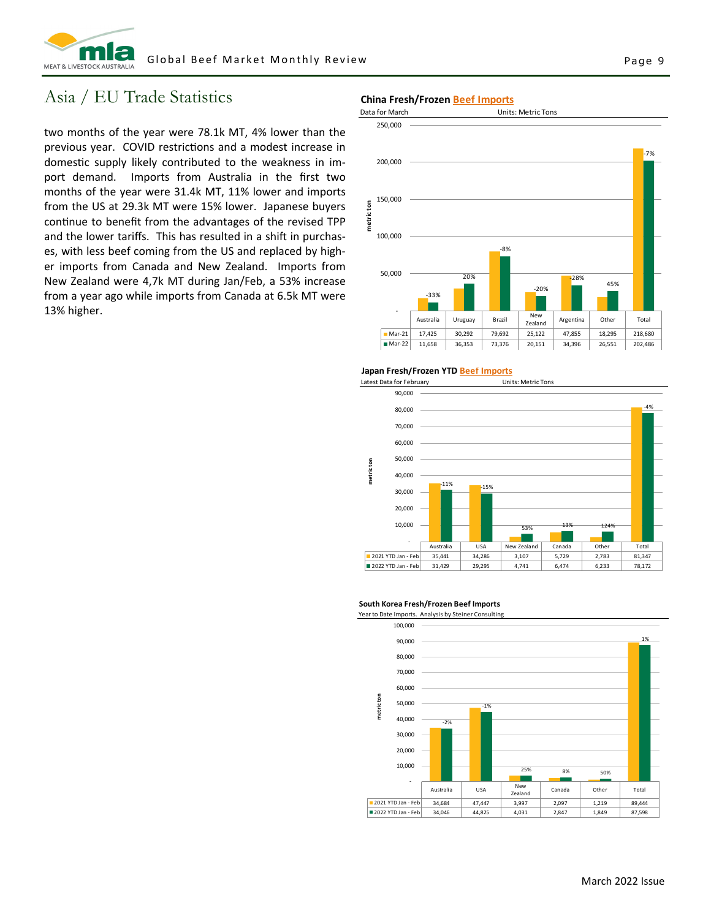# Asia / EU Trade Statistics

two months of the year were 78.1k MT, 4% lower than the previous year. COVID restrictions and a modest increase in domestic supply likely contributed to the weakness in import demand. Imports from Australia in the first two months of the year were 31.4k MT, 11% lower and imports from the US at 29.3k MT were 15% lower. Japanese buyers continue to benefit from the advantages of the revised TPP and the lower tariffs. This has resulted in a shift in purchases, with less beef coming from the US and replaced by higher imports from Canada and New Zealand. Imports from New Zealand were 4,7k MT during Jan/Feb, a 53% increase from a year ago while imports from Canada at 6.5k MT were 13% higher.

**China Fresh/Frozen Beef Imports**

Data for March — Units: Metric Tons

| | Australia | Uruguay | Brazil | New Zealand | Argentina | Other | Total |
|---|---|---|---|---|---|---|---|
| Mar-21 | 17,425 | 30,292 | 79,692 | 25,122 | 47,855 | 18,295 | 218,680 |
| Mar-22 | 11,658 | 36,353 | 73,376 | 20,151 | 34,396 | 26,551 | 202,486 |
| % change | -33% | 20% | -8% | -20% | -28% | 45% | -7% |

**Japan Fresh/Frozen YTD Beef Imports**

Latest Data for February — Units: Metric Tons

| | Australia | USA | New Zealand | Canada | Other | Total |
|---|---|---|---|---|---|---|
| 2021 YTD Jan - Feb | 35,441 | 34,286 | 3,107 | 5,729 | 2,783 | 81,347 |
| 2022 YTD Jan - Feb | 31,429 | 29,295 | 4,741 | 6,474 | 6,233 | 78,172 |
| % change | -11% | -15% | 53% | 13% | 124% | -4% |

**South Korea Fresh/Frozen Beef Imports**

Year to Date Imports. Analysis by Steiner Consulting

| | Australia | USA | New Zealand | Canada | Other | Total |
|---|---|---|---|---|---|---|
| 2021 YTD Jan - Feb | 34,684 | 47,447 | 3,997 | 2,097 | 1,219 | 89,444 |
| 2022 YTD Jan - Feb | 34,046 | 44,825 | 4,031 | 2,847 | 1,849 | 87,598 |
| % change | -2% | -1% | 25% | 8% | 50% | 1% |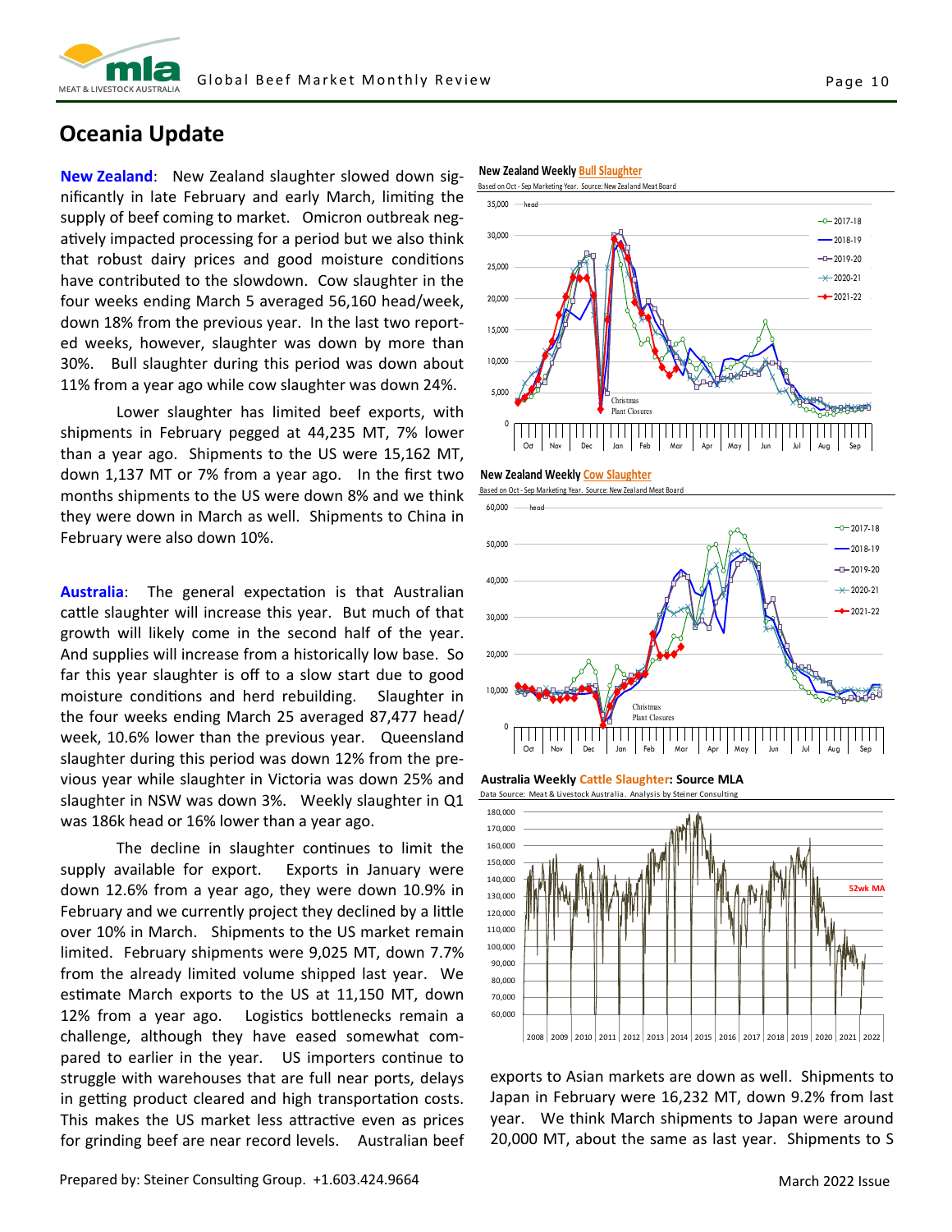## Oceania Update

**New Zealand**: New Zealand slaughter slowed down significantly in late February and early March, limiting the supply of beef coming to market. Omicron outbreak negatively impacted processing for a period but we also think that robust dairy prices and good moisture conditions have contributed to the slowdown. Cow slaughter in the four weeks ending March 5 averaged 56,160 head/week, down 18% from the previous year. In the last two reported weeks, however, slaughter was down by more than 30%. Bull slaughter during this period was down about 11% from a year ago while cow slaughter was down 24%.

Lower slaughter has limited beef exports, with shipments in February pegged at 44,235 MT, 7% lower than a year ago. Shipments to the US were 15,162 MT, down 1,137 MT or 7% from a year ago. In the first two months shipments to the US were down 8% and we think they were down in March as well. Shipments to China in February were also down 10%.

**Australia**: The general expectation is that Australian cattle slaughter will increase this year. But much of that growth will likely come in the second half of the year. And supplies will increase from a historically low base. So far this year slaughter is off to a slow start due to good moisture conditions and herd rebuilding. Slaughter in the four weeks ending March 25 averaged 87,477 head/week, 10.6% lower than the previous year. Queensland slaughter during this period was down 12% from the previous year while slaughter in Victoria was down 25% and slaughter in NSW was down 3%. Weekly slaughter in Q1 was 186k head or 16% lower than a year ago.

The decline in slaughter continues to limit the supply available for export. Exports in January were down 12.6% from a year ago, they were down 10.9% in February and we currently project they declined by a little over 10% in March. Shipments to the US market remain limited. February shipments were 9,025 MT, down 7.7% from the already limited volume shipped last year. We estimate March exports to the US at 11,150 MT, down 12% from a year ago. Logistics bottlenecks remain a challenge, although they have eased somewhat compared to earlier in the year. US importers continue to struggle with warehouses that are full near ports, delays in getting product cleared and high transportation costs. This makes the US market less attractive even as prices for grinding beef are near record levels. Australian beef exports to Asian markets are down as well. Shipments to Japan in February were 16,232 MT, down 9.2% from last year. We think March shipments to Japan were around 20,000 MT, about the same as last year. Shipments to S

**New Zealand Weekly Bull Slaughter**
Based on Oct - Sep Marketing Year. Source: New Zealand Meat Board

**New Zealand Weekly Cow Slaughter**
Based on Oct - Sep Marketing Year. Source: New Zealand Meat Board

**Australia Weekly Cattle Slaughter: Source MLA**
Data Source: Meat & Livestock Australia. Analysis by Steiner Consulting

Prepared by: Steiner Consulting Group. +1.603.424.9664

March 2022 Issue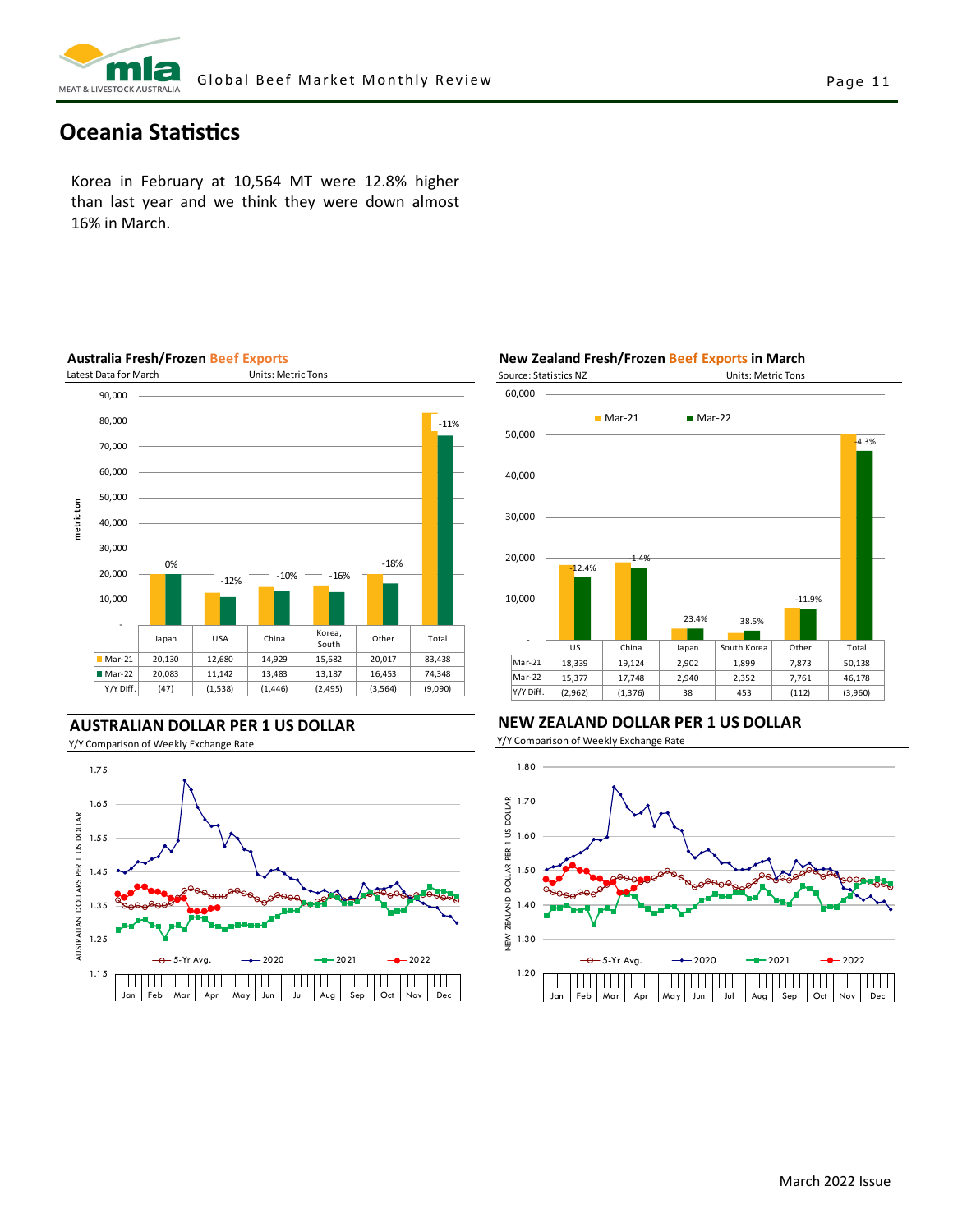## Oceania Statistics

Korea in February at 10,564 MT were 12.8% higher than last year and we think they were down almost 16% in March.

**Australia Fresh/Frozen Beef Exports**

Latest Data for March

Units: Metric Tons

metric ton

90,000
80,000
70,000
60,000
50,000
40,000
30,000
20,000
10,000
-

0%
-12%
-10%
-16%
-18%
-11%

| | Japan | USA | China | Korea, South | Other | Total |
|---|---|---|---|---|---|---|
| Mar-21 | 20,130 | 12,680 | 14,929 | 15,682 | 20,017 | 83,438 |
| Mar-22 | 20,083 | 11,142 | 13,483 | 13,187 | 16,453 | 74,348 |
| Y/Y Diff. | (47) | (1,538) | (1,446) | (2,495) | (3,564) | (9,090) |

**New Zealand Fresh/Frozen Beef Exports in March**

Source: Statistics NZ

Units: Metric Tons

60,000
50,000
40,000
30,000
20,000
10,000
-

Mar-21
Mar-22

-12.4%
-1.4%
23.4%
38.5%
-11.9%
-4.3%

| | US | China | Japan | South Korea | Other | Total |
|---|---|---|---|---|---|---|
| Mar-21 | 18,339 | 19,124 | 2,902 | 1,899 | 7,873 | 50,138 |
| Mar-22 | 15,377 | 17,748 | 2,940 | 2,352 | 7,761 | 46,178 |
| Y/Y Diff. | (2,962) | (1,376) | 38 | 453 | (112) | (3,960) |

**AUSTRALIAN DOLLAR PER 1 US DOLLAR**

Y/Y Comparison of Weekly Exchange Rate

AUSTRALIAN DOLLARS PER 1 US DOLLAR

1.75
1.65
1.55
1.45
1.35
1.25
1.15

5-Yr Avg.
2020
2021
2022

Jan Feb Mar Apr May Jun Jul Aug Sep Oct Nov Dec

**NEW ZEALAND DOLLAR PER 1 US DOLLAR**

Y/Y Comparison of Weekly Exchange Rate

NEW ZEALAND DOLLAR PER 1 US DOLLAR

1.80
1.70
1.60
1.50
1.40
1.30
1.20

5-Yr Avg.
2020
2021
2022

Jan Feb Mar Apr May Jun Jul Aug Sep Oct Nov Dec